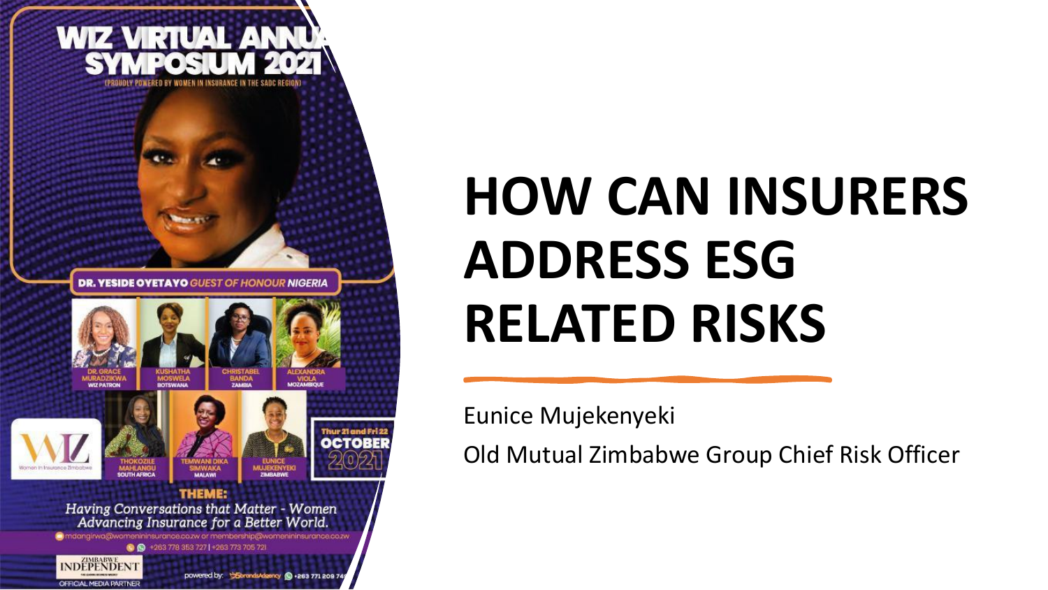# HOW CAN INSURERS ADDRESS ESG RELATED RISKS

Eunice Mujekenyeki

Old Mutual Zimbabwe Group Chief Risk Officer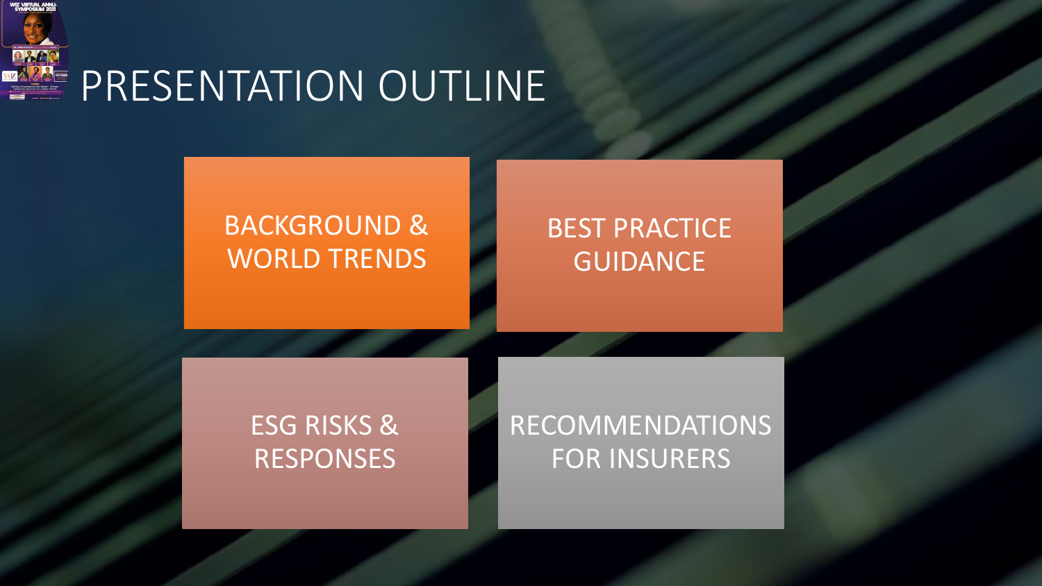# PRESENTATION OUTLINE

- BACKGROUND & WORLD TRENDS
- BEST PRACTICE GUIDANCE
- ESG RISKS & RESPONSES
- RECOMMENDATIONS FOR INSURERS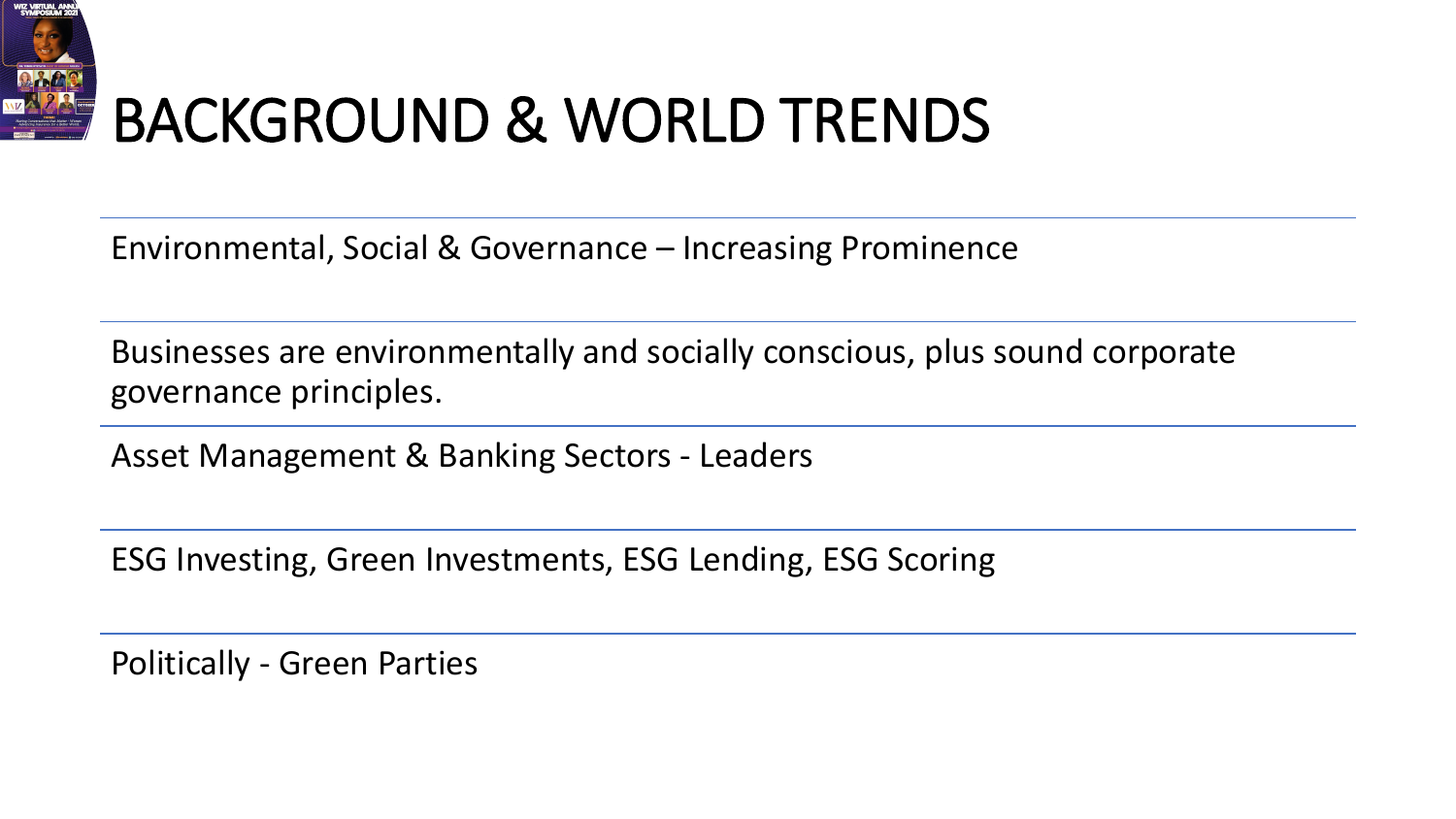# BACKGROUND & WORLD TRENDS

Environmental, Social & Governance – Increasing Prominence

Businesses are environmentally and socially conscious, plus sound corporate governance principles.

Asset Management & Banking Sectors - Leaders

ESG Investing, Green Investments, ESG Lending, ESG Scoring

Politically - Green Parties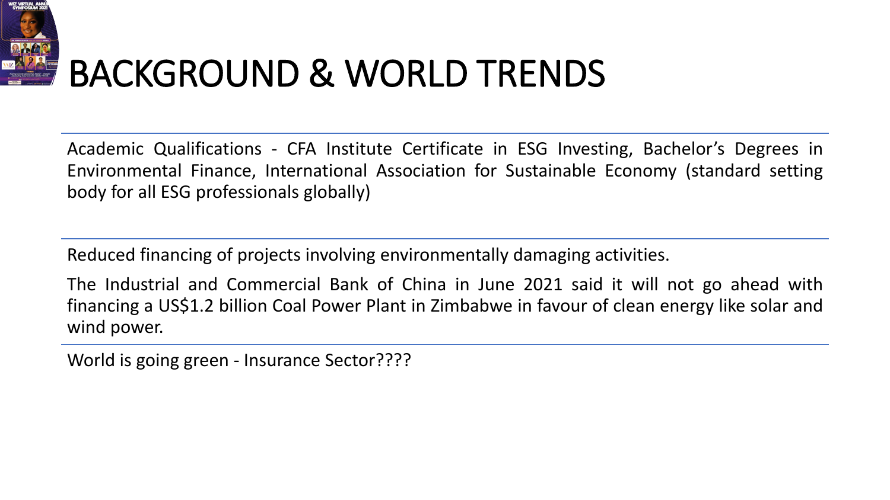# BACKGROUND & WORLD TRENDS

Academic Qualifications - CFA Institute Certificate in ESG Investing, Bachelor's Degrees in Environmental Finance, International Association for Sustainable Economy (standard setting body for all ESG professionals globally)

Reduced financing of projects involving environmentally damaging activities.

The Industrial and Commercial Bank of China in June 2021 said it will not go ahead with financing a US$1.2 billion Coal Power Plant in Zimbabwe in favour of clean energy like solar and wind power.

World is going green - Insurance Sector????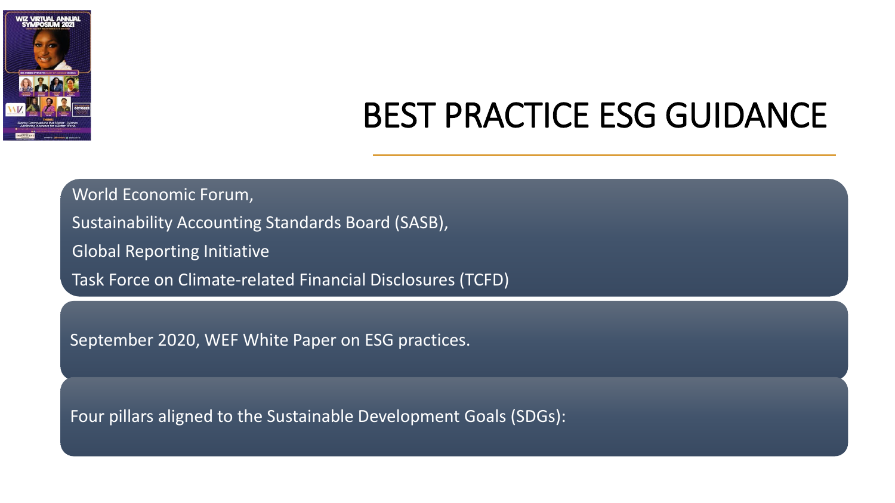# BEST PRACTICE ESG GUIDANCE

World Economic Forum,

Sustainability Accounting Standards Board (SASB),

Global Reporting Initiative

Task Force on Climate-related Financial Disclosures (TCFD)

September 2020, WEF White Paper on ESG practices.

Four pillars aligned to the Sustainable Development Goals (SDGs):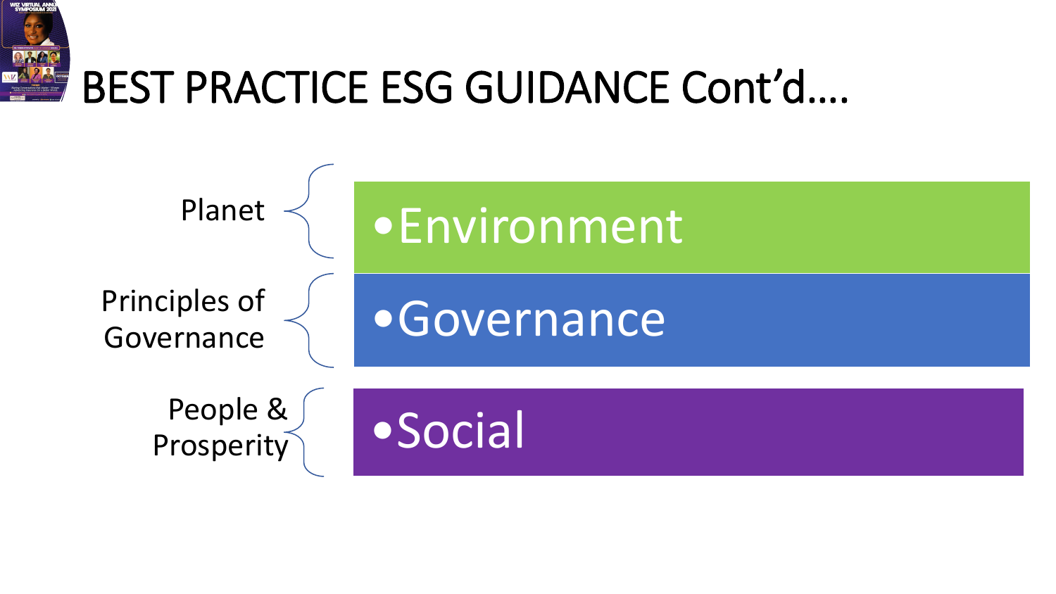# BEST PRACTICE ESG GUIDANCE Cont'd….

| | |
|---|---|
| Planet | • Environment |
| Principles of Governance | • Governance |
| People & Prosperity | • Social |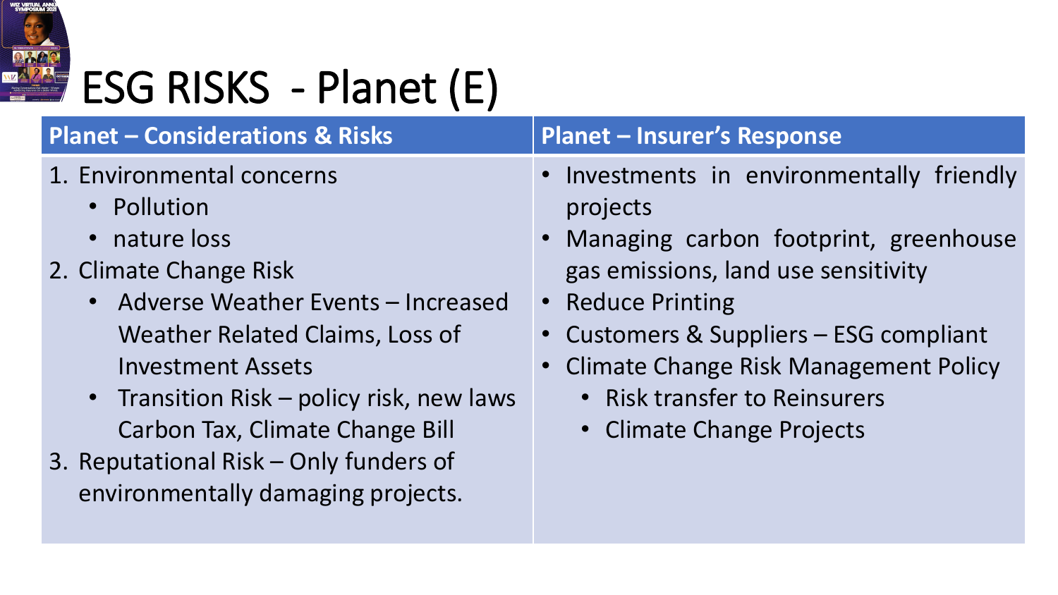# ESG RISKS - Planet (E)

| Planet – Considerations & Risks | Planet – Insurer's Response |
| --- | --- |
| 1. Environmental concerns<br>• Pollution<br>• nature loss<br>2. Climate Change Risk<br>• Adverse Weather Events – Increased Weather Related Claims, Loss of Investment Assets<br>• Transition Risk – policy risk, new laws Carbon Tax, Climate Change Bill<br>3. Reputational Risk – Only funders of environmentally damaging projects. | • Investments in environmentally friendly projects<br>• Managing carbon footprint, greenhouse gas emissions, land use sensitivity<br>• Reduce Printing<br>• Customers & Suppliers – ESG compliant<br>• Climate Change Risk Management Policy<br>  • Risk transfer to Reinsurers<br>  • Climate Change Projects |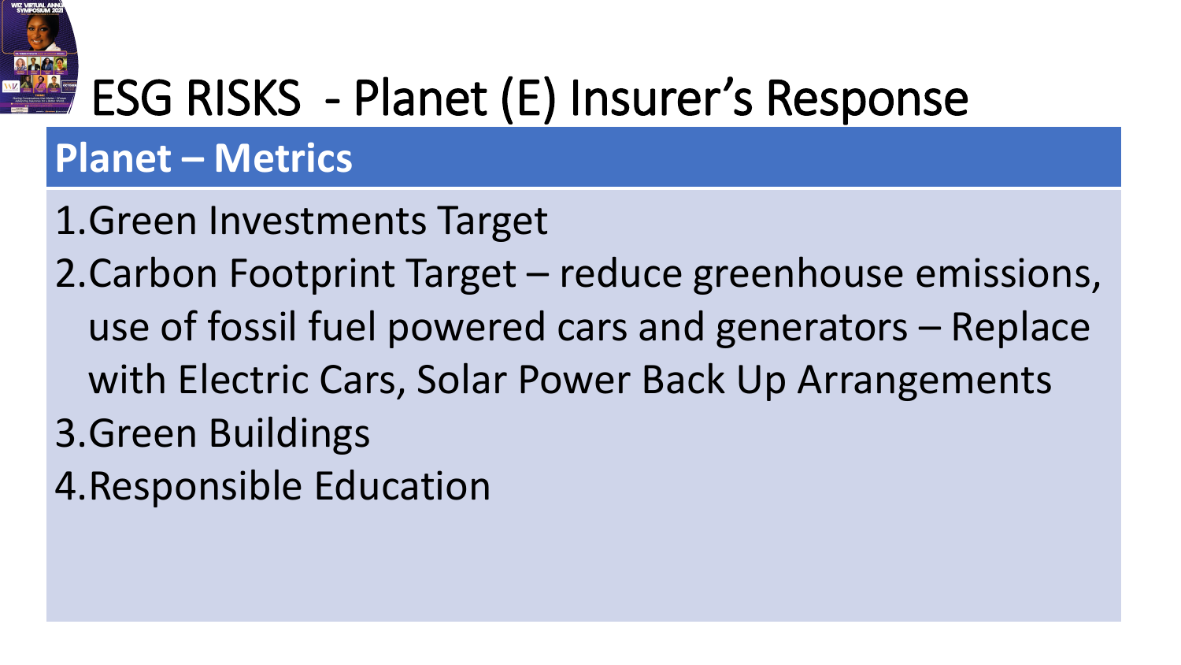# ESG RISKS - Planet (E) Insurer's Response

## Planet – Metrics

1. Green Investments Target
2. Carbon Footprint Target – reduce greenhouse emissions, use of fossil fuel powered cars and generators – Replace with Electric Cars, Solar Power Back Up Arrangements
3. Green Buildings
4. Responsible Education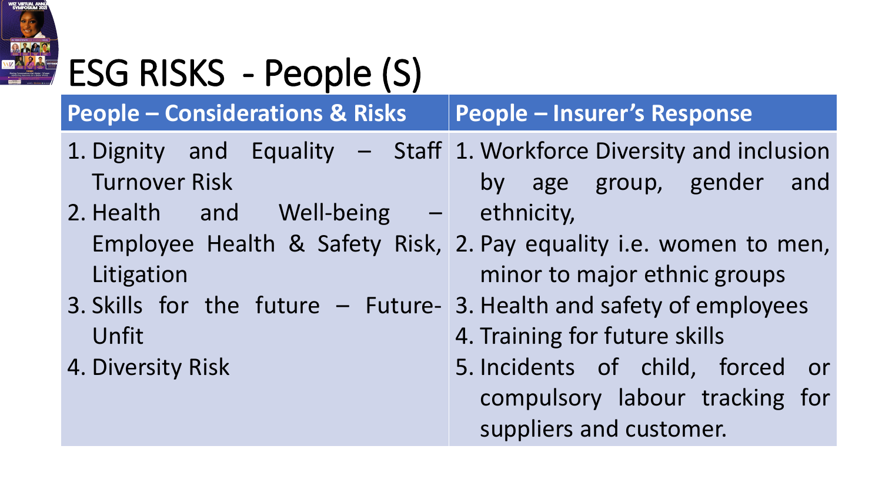# ESG RISKS - People (S)

| People – Considerations & Risks | People – Insurer's Response |
|---|---|
| 1. Dignity and Equality – Staff Turnover Risk<br>2. Health and Well-being – Employee Health & Safety Risk, Litigation<br>3. Skills for the future – Future-Unfit<br>4. Diversity Risk | 1. Workforce Diversity and inclusion by age group, gender and ethnicity,<br>2. Pay equality i.e. women to men, minor to major ethnic groups<br>3. Health and safety of employees<br>4. Training for future skills<br>5. Incidents of child, forced or compulsory labour tracking for suppliers and customer. |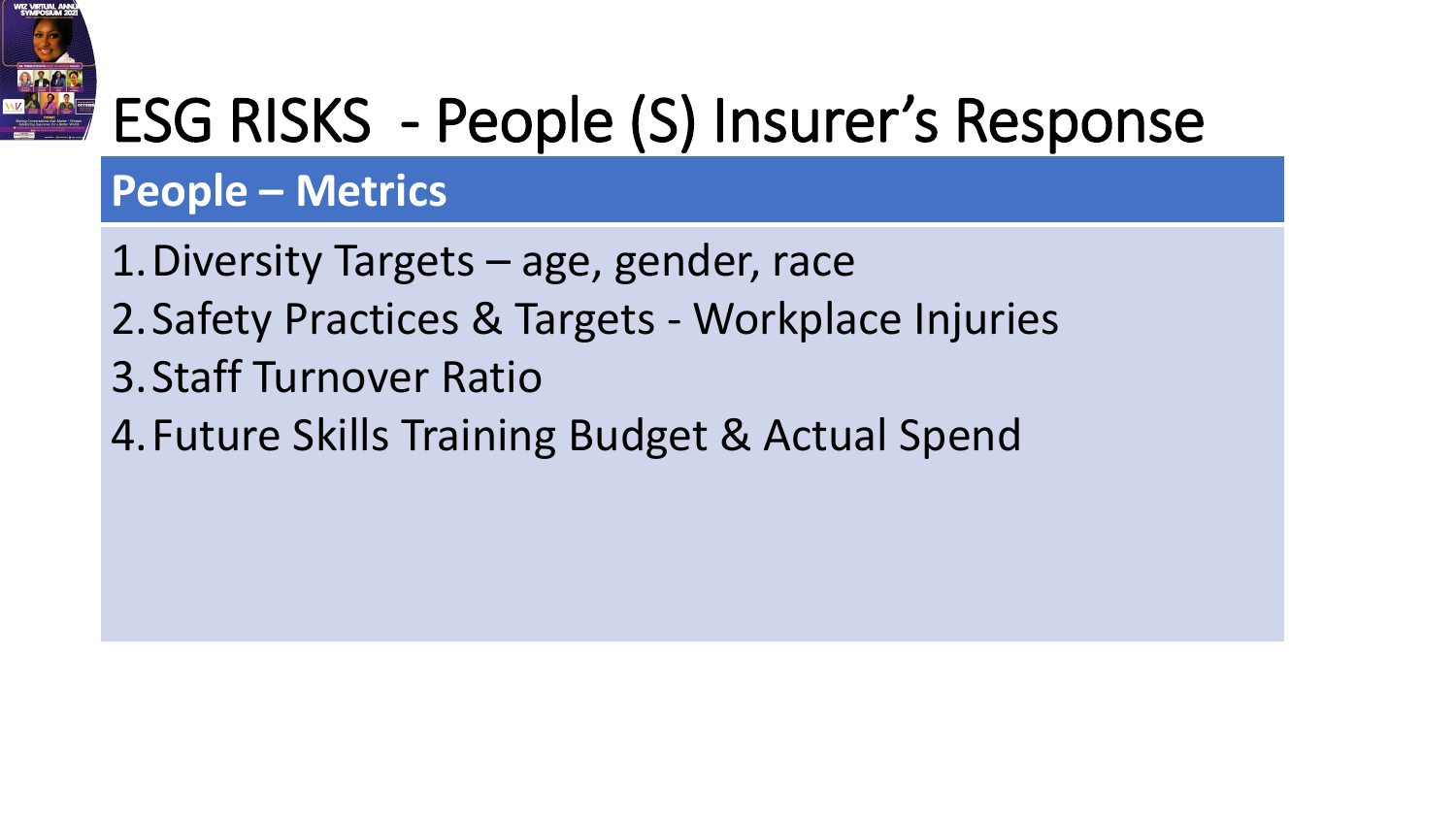# ESG RISKS - People (S) Insurer's Response

## People – Metrics

1. Diversity Targets – age, gender, race
2. Safety Practices & Targets - Workplace Injuries
3. Staff Turnover Ratio
4. Future Skills Training Budget & Actual Spend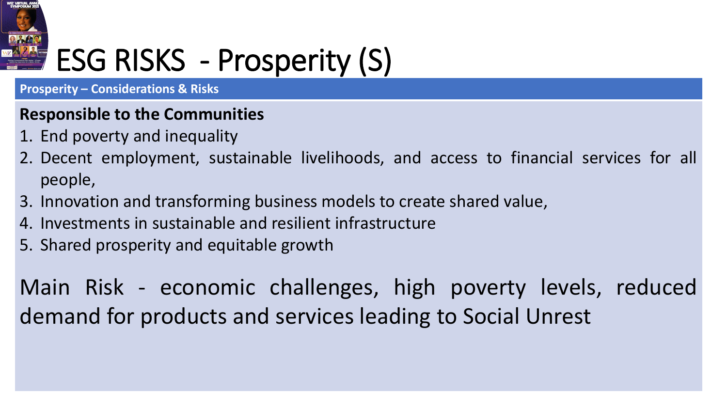# ESG RISKS - Prosperity (S)

**Prosperity – Considerations & Risks**

**Responsible to the Communities**

1. End poverty and inequality
2. Decent employment, sustainable livelihoods, and access to financial services for all people,
3. Innovation and transforming business models to create shared value,
4. Investments in sustainable and resilient infrastructure
5. Shared prosperity and equitable growth

Main Risk - economic challenges, high poverty levels, reduced demand for products and services leading to Social Unrest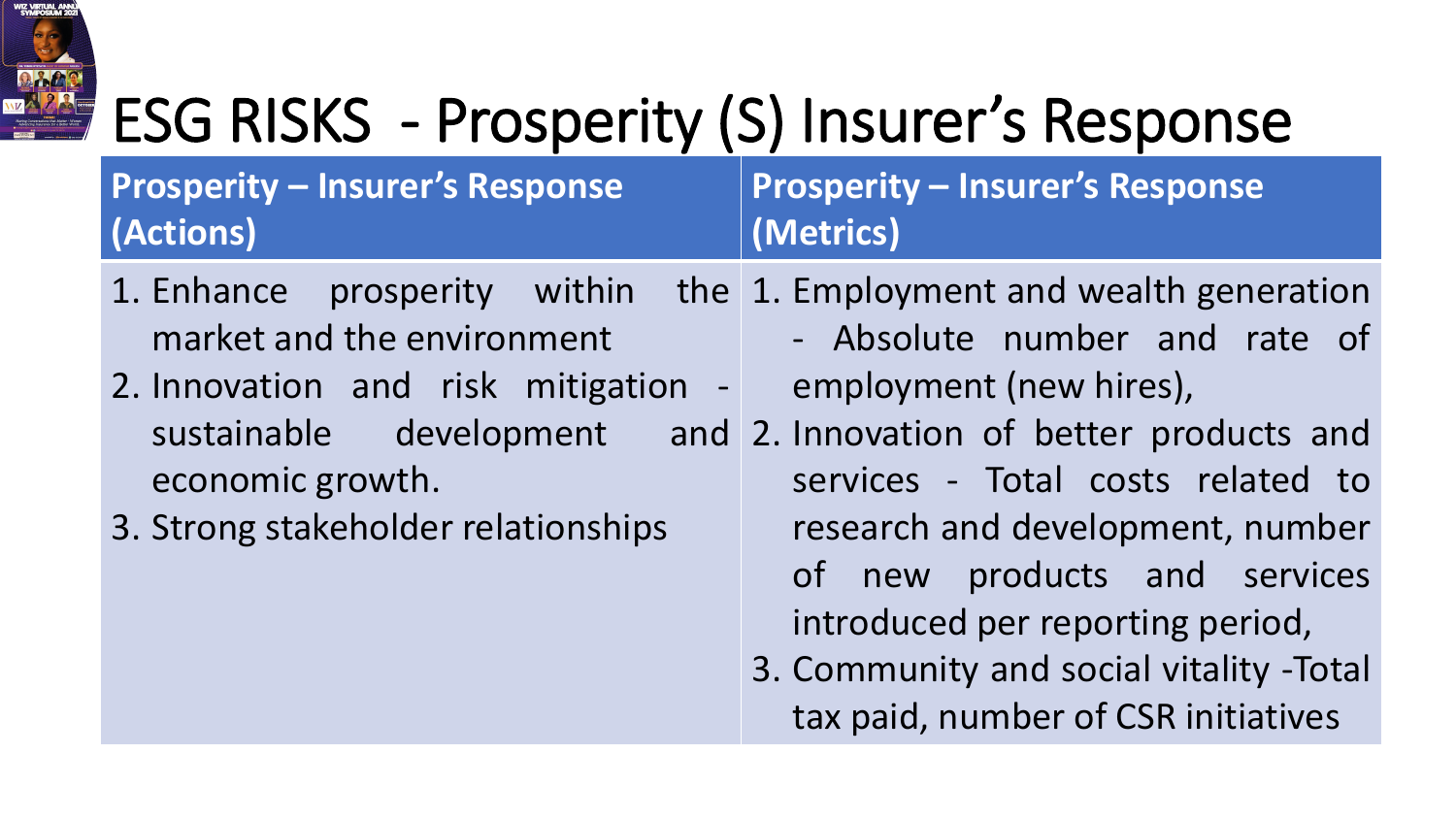# ESG RISKS - Prosperity (S) Insurer's Response

| Prosperity – Insurer's Response (Actions) | Prosperity – Insurer's Response (Metrics) |
|---|---|
| 1. Enhance prosperity within the market and the environment<br>2. Innovation and risk mitigation - sustainable development and economic growth.<br>3. Strong stakeholder relationships | 1. Employment and wealth generation - Absolute number and rate of employment (new hires),<br>2. Innovation of better products and services - Total costs related to research and development, number of new products and services introduced per reporting period,<br>3. Community and social vitality -Total tax paid, number of CSR initiatives |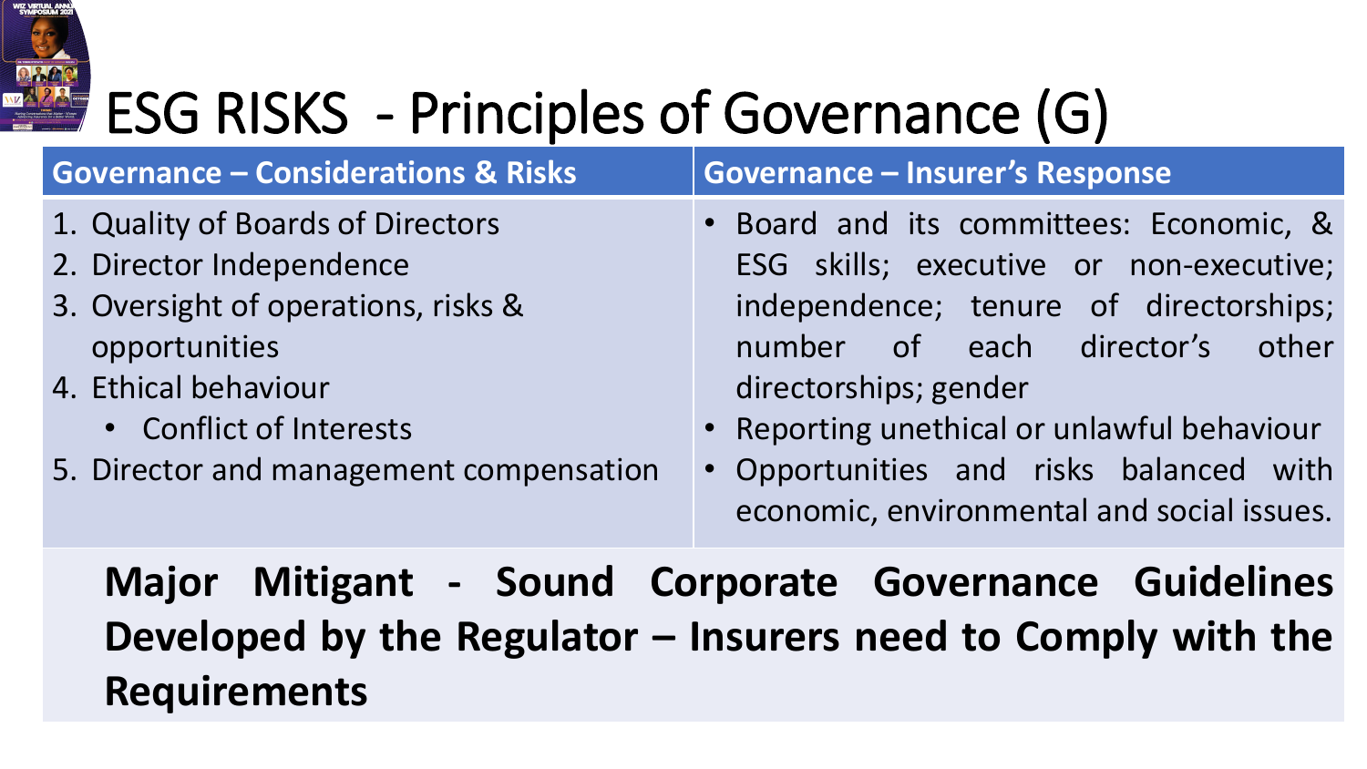# ESG RISKS - Principles of Governance (G)

| Governance – Considerations & Risks | Governance – Insurer's Response |
|---|---|
| 1. Quality of Boards of Directors<br>2. Director Independence<br>3. Oversight of operations, risks & opportunities<br>4. Ethical behaviour<br>• Conflict of Interests<br>5. Director and management compensation | • Board and its committees: Economic, & ESG skills; executive or non-executive; independence; tenure of directorships; number of each director's other directorships; gender<br>• Reporting unethical or unlawful behaviour<br>• Opportunities and risks balanced with economic, environmental and social issues. |

**Major Mitigant - Sound Corporate Governance Guidelines Developed by the Regulator – Insurers need to Comply with the Requirements**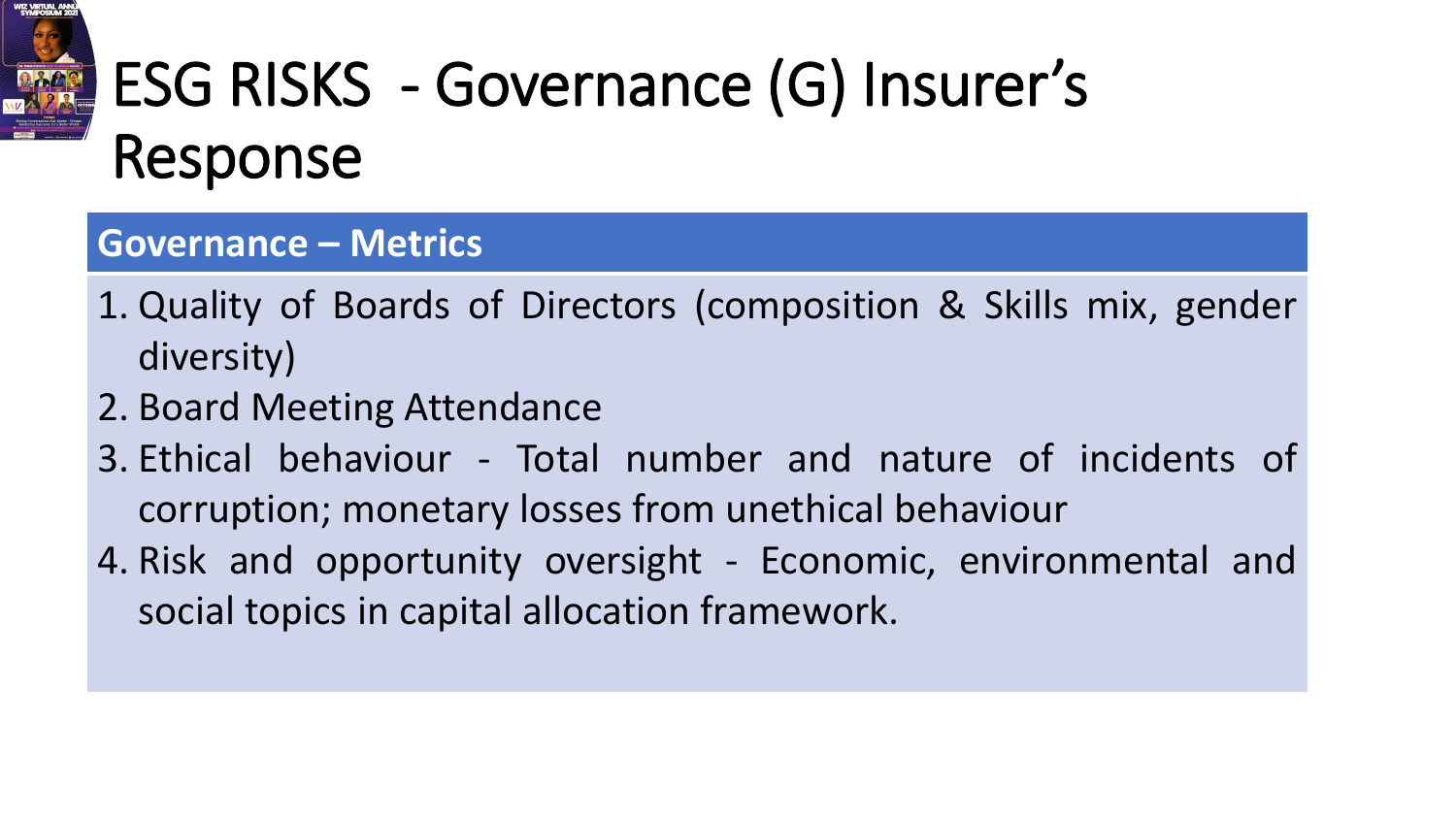# ESG RISKS - Governance (G) Insurer's Response

## Governance – Metrics

1. Quality of Boards of Directors (composition & Skills mix, gender diversity)
2. Board Meeting Attendance
3. Ethical behaviour - Total number and nature of incidents of corruption; monetary losses from unethical behaviour
4. Risk and opportunity oversight - Economic, environmental and social topics in capital allocation framework.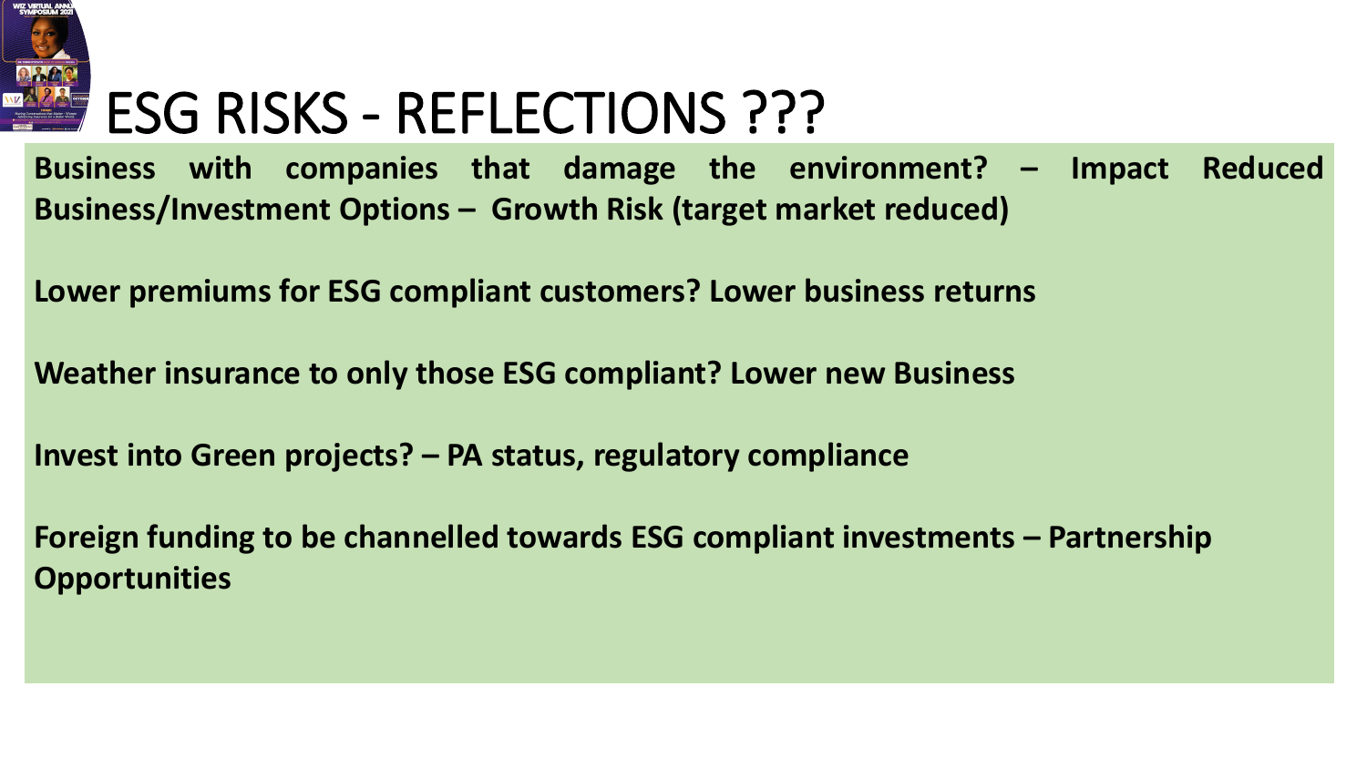# ESG RISKS - REFLECTIONS ???

**Business with companies that damage the environment? – Impact Reduced Business/Investment Options – Growth Risk (target market reduced)**

**Lower premiums for ESG compliant customers? Lower business returns**

**Weather insurance to only those ESG compliant? Lower new Business**

**Invest into Green projects? – PA status, regulatory compliance**

**Foreign funding to be channelled towards ESG compliant investments – Partnership Opportunities**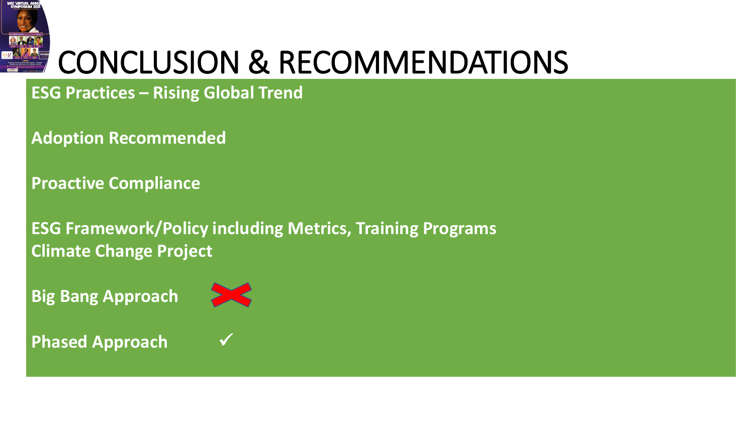# CONCLUSION & RECOMMENDATIONS

**ESG Practices – Rising Global Trend**

**Adoption Recommended**

**Proactive Compliance**

**ESG Framework/Policy including Metrics, Training Programs**
**Climate Change Project**

**Big Bang Approach** ✗

**Phased Approach** ✓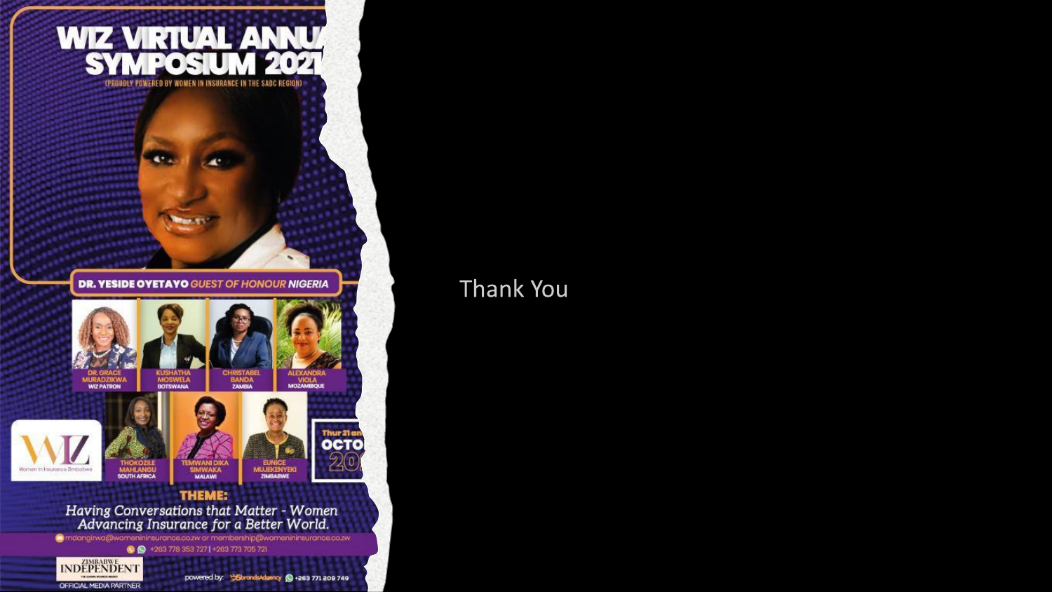# WIZ VIRTUAL ANNU SYMPOSIUM 202

(PROUDLY POWERED BY WOMEN IN INSURANCE IN THE SADC REGION)

**DR. YESIDE OYETAYO** *GUEST OF HONOUR* **NIGERIA**

DR. GRACE MURADZIKWA — WIZ PATRON

KUSHATHA MOSWELA — BOTSWANA

CHRISTABEL BANDA — ZAMBIA

ALEXANDRA VIOLA — MOZAMBIQUE

THOKOZILE MAHLANGU — SOUTH AFRICA

TEMWANI DIKA SIMWAKA — MALAWI

EUNICE MUJEKENYEKI — ZIMBABWE

WIZ — Women in Insurance Zimbabwe

Thur 21 an OCTO 20

**THEME:**

*Having Conversations that Matter - Women Advancing Insurance for a Better World.*

mdangirwa@womenininsurance.co.zw or membership@womenininsurance.co.zw

+263 778 353 727 | +263 773 705 721

ZIMBABWE INDEPENDENT — OFFICIAL MEDIA PARTNER

powered by: brandsAdagency +263 771 209 749

Thank You